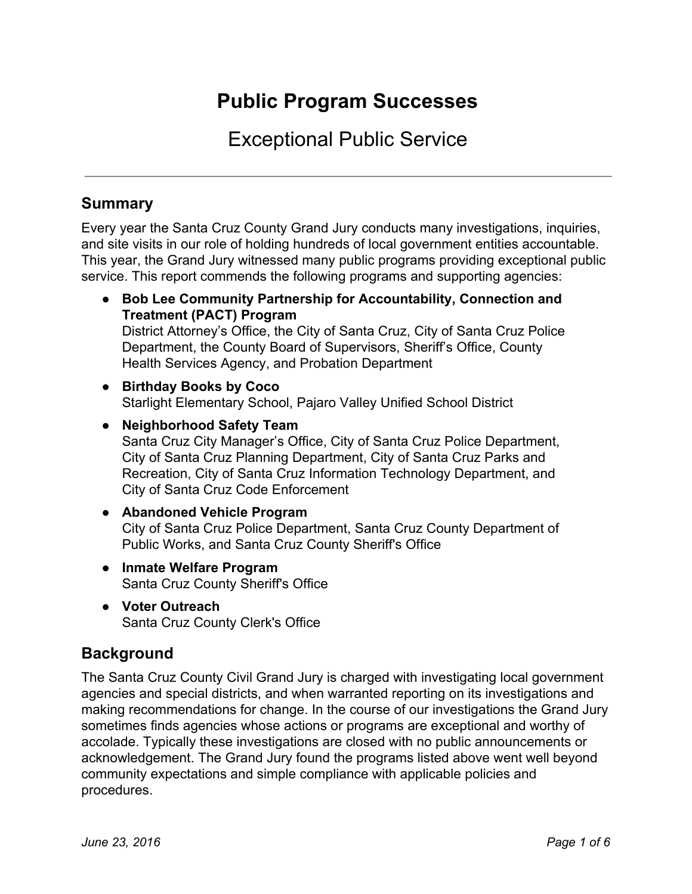# Public Program Successes

## Exceptional Public Service

---

## Summary

Every year the Santa Cruz County Grand Jury conducts many investigations, inquiries, and site visits in our role of holding hundreds of local government entities accountable. This year, the Grand Jury witnessed many public programs providing exceptional public service. This report commends the following programs and supporting agencies:

- **Bob Lee Community Partnership for Accountability, Connection and Treatment (PACT) Program**
  District Attorney's Office, the City of Santa Cruz, City of Santa Cruz Police Department, the County Board of Supervisors, Sheriff's Office, County Health Services Agency, and Probation Department
- **Birthday Books by Coco**
  Starlight Elementary School, Pajaro Valley Unified School District
- **Neighborhood Safety Team**
  Santa Cruz City Manager's Office, City of Santa Cruz Police Department, City of Santa Cruz Planning Department, City of Santa Cruz Parks and Recreation, City of Santa Cruz Information Technology Department, and City of Santa Cruz Code Enforcement
- **Abandoned Vehicle Program**
  City of Santa Cruz Police Department, Santa Cruz County Department of Public Works, and Santa Cruz County Sheriff's Office
- **Inmate Welfare Program**
  Santa Cruz County Sheriff's Office
- **Voter Outreach**
  Santa Cruz County Clerk's Office

## Background

The Santa Cruz County Civil Grand Jury is charged with investigating local government agencies and special districts, and when warranted reporting on its investigations and making recommendations for change. In the course of our investigations the Grand Jury sometimes finds agencies whose actions or programs are exceptional and worthy of accolade. Typically these investigations are closed with no public announcements or acknowledgement. The Grand Jury found the programs listed above went well beyond community expectations and simple compliance with applicable policies and procedures.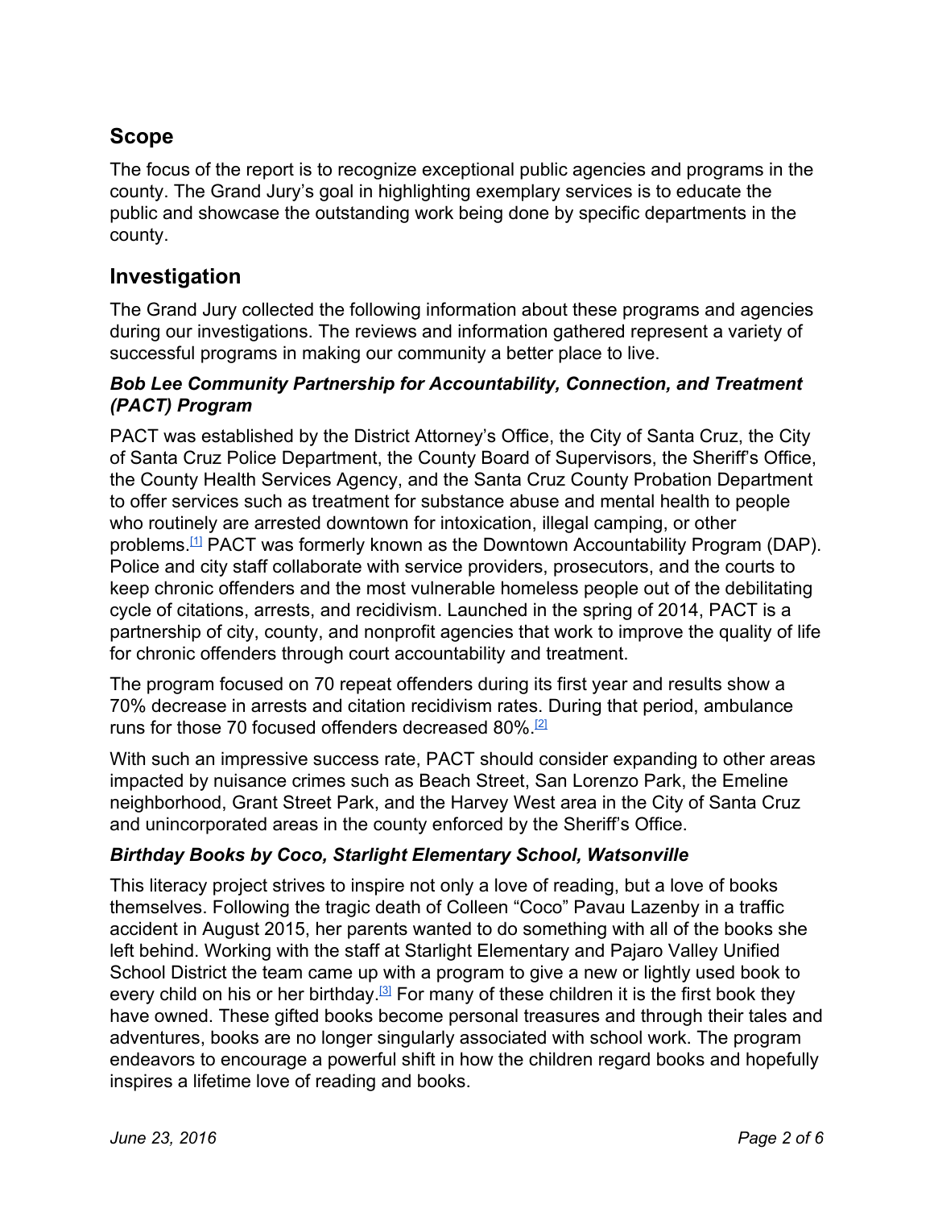## Scope

The focus of the report is to recognize exceptional public agencies and programs in the county. The Grand Jury's goal in highlighting exemplary services is to educate the public and showcase the outstanding work being done by specific departments in the county.

## Investigation

The Grand Jury collected the following information about these programs and agencies during our investigations. The reviews and information gathered represent a variety of successful programs in making our community a better place to live.

### *Bob Lee Community Partnership for Accountability, Connection, and Treatment (PACT) Program*

PACT was established by the District Attorney's Office, the City of Santa Cruz, the City of Santa Cruz Police Department, the County Board of Supervisors, the Sheriff's Office, the County Health Services Agency, and the Santa Cruz County Probation Department to offer services such as treatment for substance abuse and mental health to people who routinely are arrested downtown for intoxication, illegal camping, or other problems.[1] PACT was formerly known as the Downtown Accountability Program (DAP). Police and city staff collaborate with service providers, prosecutors, and the courts to keep chronic offenders and the most vulnerable homeless people out of the debilitating cycle of citations, arrests, and recidivism. Launched in the spring of 2014, PACT is a partnership of city, county, and nonprofit agencies that work to improve the quality of life for chronic offenders through court accountability and treatment.

The program focused on 70 repeat offenders during its first year and results show a 70% decrease in arrests and citation recidivism rates. During that period, ambulance runs for those 70 focused offenders decreased 80%.[2]

With such an impressive success rate, PACT should consider expanding to other areas impacted by nuisance crimes such as Beach Street, San Lorenzo Park, the Emeline neighborhood, Grant Street Park, and the Harvey West area in the City of Santa Cruz and unincorporated areas in the county enforced by the Sheriff's Office.

### *Birthday Books by Coco, Starlight Elementary School, Watsonville*

This literacy project strives to inspire not only a love of reading, but a love of books themselves. Following the tragic death of Colleen "Coco" Pavau Lazenby in a traffic accident in August 2015, her parents wanted to do something with all of the books she left behind. Working with the staff at Starlight Elementary and Pajaro Valley Unified School District the team came up with a program to give a new or lightly used book to every child on his or her birthday.[3] For many of these children it is the first book they have owned. These gifted books become personal treasures and through their tales and adventures, books are no longer singularly associated with school work. The program endeavors to encourage a powerful shift in how the children regard books and hopefully inspires a lifetime love of reading and books.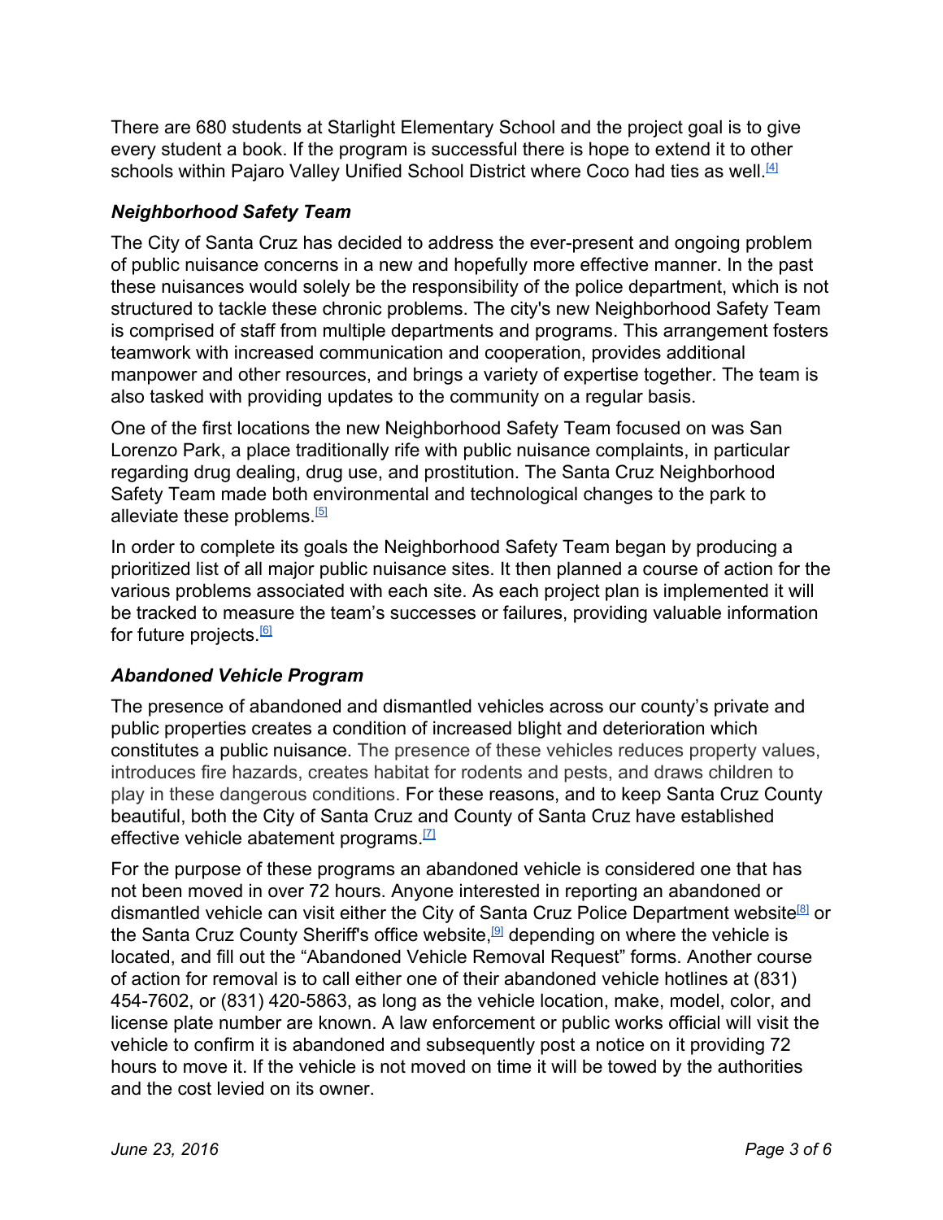There are 680 students at Starlight Elementary School and the project goal is to give every student a book. If the program is successful there is hope to extend it to other schools within Pajaro Valley Unified School District where Coco had ties as well.[4]

### *Neighborhood Safety Team*

The City of Santa Cruz has decided to address the ever-present and ongoing problem of public nuisance concerns in a new and hopefully more effective manner. In the past these nuisances would solely be the responsibility of the police department, which is not structured to tackle these chronic problems. The city's new Neighborhood Safety Team is comprised of staff from multiple departments and programs. This arrangement fosters teamwork with increased communication and cooperation, provides additional manpower and other resources, and brings a variety of expertise together. The team is also tasked with providing updates to the community on a regular basis.

One of the first locations the new Neighborhood Safety Team focused on was San Lorenzo Park, a place traditionally rife with public nuisance complaints, in particular regarding drug dealing, drug use, and prostitution. The Santa Cruz Neighborhood Safety Team made both environmental and technological changes to the park to alleviate these problems.[5]

In order to complete its goals the Neighborhood Safety Team began by producing a prioritized list of all major public nuisance sites. It then planned a course of action for the various problems associated with each site. As each project plan is implemented it will be tracked to measure the team's successes or failures, providing valuable information for future projects.[6]

### *Abandoned Vehicle Program*

The presence of abandoned and dismantled vehicles across our county's private and public properties creates a condition of increased blight and deterioration which constitutes a public nuisance. The presence of these vehicles reduces property values, introduces fire hazards, creates habitat for rodents and pests, and draws children to play in these dangerous conditions. For these reasons, and to keep Santa Cruz County beautiful, both the City of Santa Cruz and County of Santa Cruz have established effective vehicle abatement programs.[7]

For the purpose of these programs an abandoned vehicle is considered one that has not been moved in over 72 hours. Anyone interested in reporting an abandoned or dismantled vehicle can visit either the City of Santa Cruz Police Department website[8] or the Santa Cruz County Sheriff's office website,[9] depending on where the vehicle is located, and fill out the "Abandoned Vehicle Removal Request" forms. Another course of action for removal is to call either one of their abandoned vehicle hotlines at (831) 454-7602, or (831) 420-5863, as long as the vehicle location, make, model, color, and license plate number are known. A law enforcement or public works official will visit the vehicle to confirm it is abandoned and subsequently post a notice on it providing 72 hours to move it. If the vehicle is not moved on time it will be towed by the authorities and the cost levied on its owner.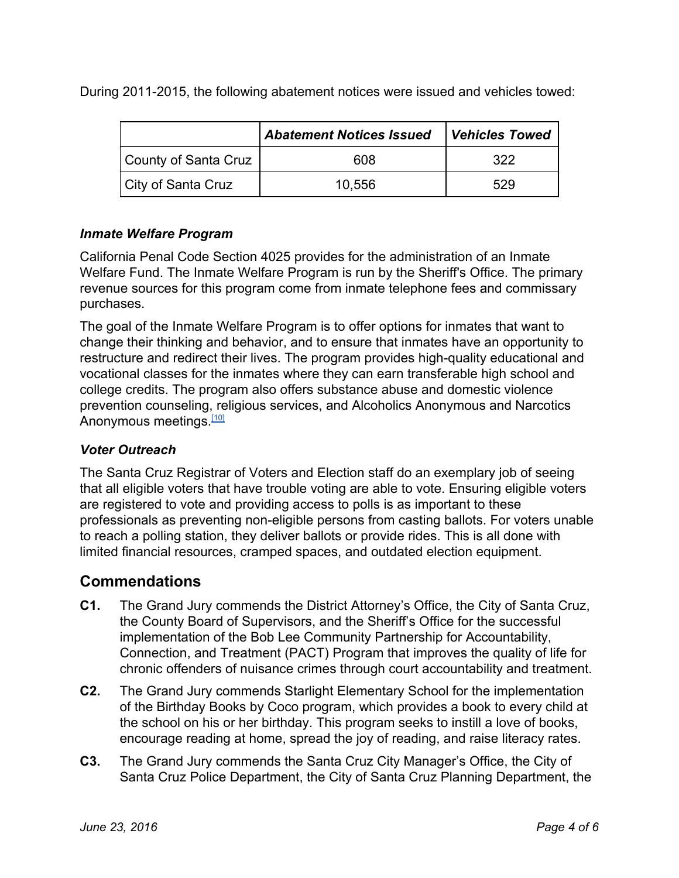During 2011-2015, the following abatement notices were issued and vehicles towed:

| | ***Abatement Notices Issued*** | ***Vehicles Towed*** |
|---|---|---|
| County of Santa Cruz | 608 | 322 |
| City of Santa Cruz | 10,556 | 529 |

### *Inmate Welfare Program*

California Penal Code Section 4025 provides for the administration of an Inmate Welfare Fund. The Inmate Welfare Program is run by the Sheriff's Office. The primary revenue sources for this program come from inmate telephone fees and commissary purchases.

The goal of the Inmate Welfare Program is to offer options for inmates that want to change their thinking and behavior, and to ensure that inmates have an opportunity to restructure and redirect their lives. The program provides high-quality educational and vocational classes for the inmates where they can earn transferable high school and college credits. The program also offers substance abuse and domestic violence prevention counseling, religious services, and Alcoholics Anonymous and Narcotics Anonymous meetings.[10]

### *Voter Outreach*

The Santa Cruz Registrar of Voters and Election staff do an exemplary job of seeing that all eligible voters that have trouble voting are able to vote. Ensuring eligible voters are registered to vote and providing access to polls is as important to these professionals as preventing non-eligible persons from casting ballots. For voters unable to reach a polling station, they deliver ballots or provide rides. This is all done with limited financial resources, cramped spaces, and outdated election equipment.

## Commendations

**C1.** The Grand Jury commends the District Attorney's Office, the City of Santa Cruz, the County Board of Supervisors, and the Sheriff's Office for the successful implementation of the Bob Lee Community Partnership for Accountability, Connection, and Treatment (PACT) Program that improves the quality of life for chronic offenders of nuisance crimes through court accountability and treatment.

**C2.** The Grand Jury commends Starlight Elementary School for the implementation of the Birthday Books by Coco program, which provides a book to every child at the school on his or her birthday. This program seeks to instill a love of books, encourage reading at home, spread the joy of reading, and raise literacy rates.

**C3.** The Grand Jury commends the Santa Cruz City Manager's Office, the City of Santa Cruz Police Department, the City of Santa Cruz Planning Department, the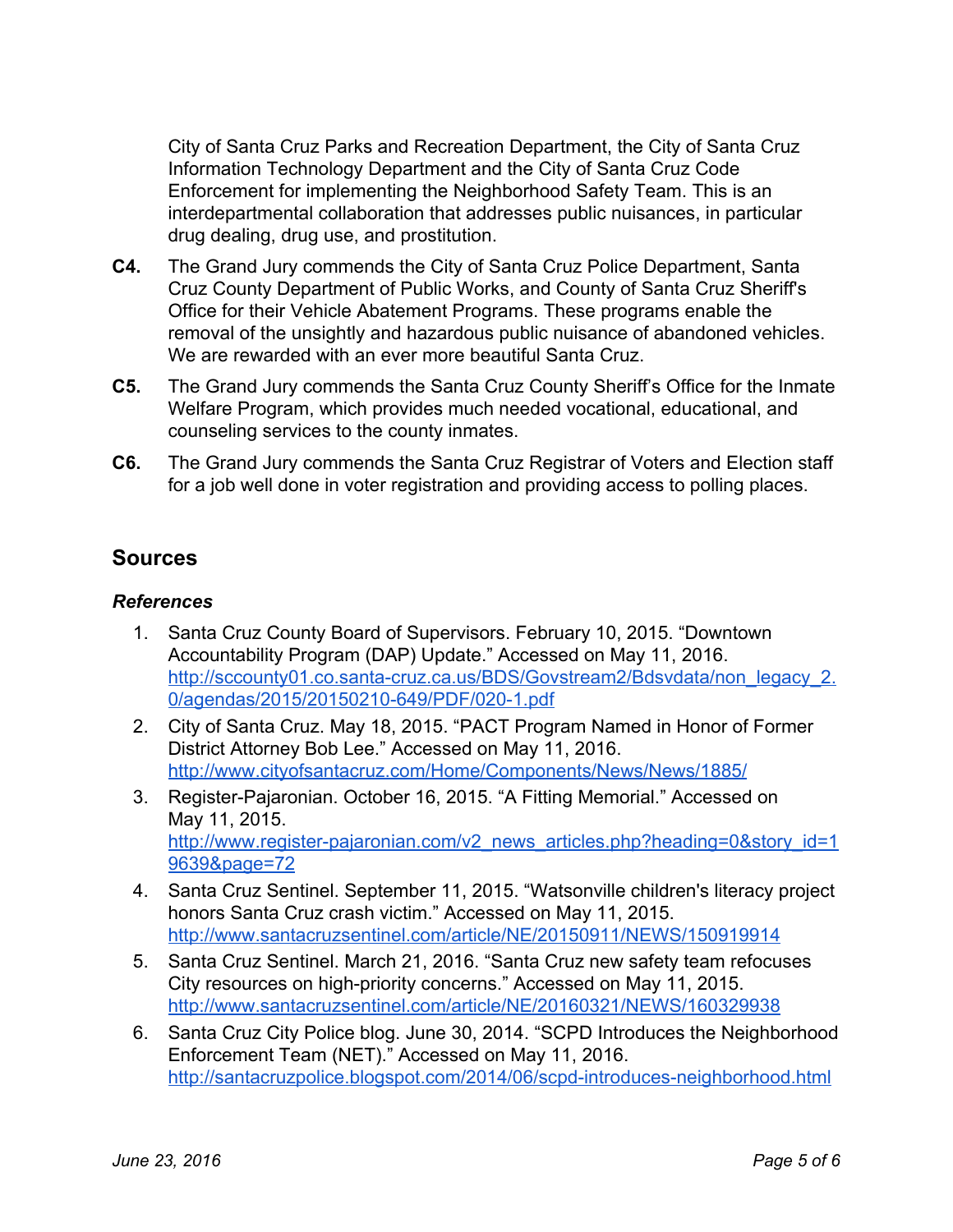City of Santa Cruz Parks and Recreation Department, the City of Santa Cruz Information Technology Department and the City of Santa Cruz Code Enforcement for implementing the Neighborhood Safety Team. This is an interdepartmental collaboration that addresses public nuisances, in particular drug dealing, drug use, and prostitution.

**C4.** The Grand Jury commends the City of Santa Cruz Police Department, Santa Cruz County Department of Public Works, and County of Santa Cruz Sheriff's Office for their Vehicle Abatement Programs. These programs enable the removal of the unsightly and hazardous public nuisance of abandoned vehicles. We are rewarded with an ever more beautiful Santa Cruz.

**C5.** The Grand Jury commends the Santa Cruz County Sheriff's Office for the Inmate Welfare Program, which provides much needed vocational, educational, and counseling services to the county inmates.

**C6.** The Grand Jury commends the Santa Cruz Registrar of Voters and Election staff for a job well done in voter registration and providing access to polling places.

## Sources

### *References*

1. Santa Cruz County Board of Supervisors. February 10, 2015. "Downtown Accountability Program (DAP) Update." Accessed on May 11, 2016. http://sccounty01.co.santa-cruz.ca.us/BDS/Govstream2/Bdsvdata/non_legacy_2.0/agendas/2015/20150210-649/PDF/020-1.pdf
2. City of Santa Cruz. May 18, 2015. "PACT Program Named in Honor of Former District Attorney Bob Lee." Accessed on May 11, 2016. http://www.cityofsantacruz.com/Home/Components/News/News/1885/
3. Register-Pajaronian. October 16, 2015. "A Fitting Memorial." Accessed on May 11, 2015. http://www.register-pajaronian.com/v2_news_articles.php?heading=0&story_id=19639&page=72
4. Santa Cruz Sentinel. September 11, 2015. "Watsonville children's literacy project honors Santa Cruz crash victim." Accessed on May 11, 2015. http://www.santacruzsentinel.com/article/NE/20150911/NEWS/150919914
5. Santa Cruz Sentinel. March 21, 2016. "Santa Cruz new safety team refocuses City resources on high-priority concerns." Accessed on May 11, 2015. http://www.santacruzsentinel.com/article/NE/20160321/NEWS/160329938
6. Santa Cruz City Police blog. June 30, 2014. "SCPD Introduces the Neighborhood Enforcement Team (NET)." Accessed on May 11, 2016. http://santacruzpolice.blogspot.com/2014/06/scpd-introduces-neighborhood.html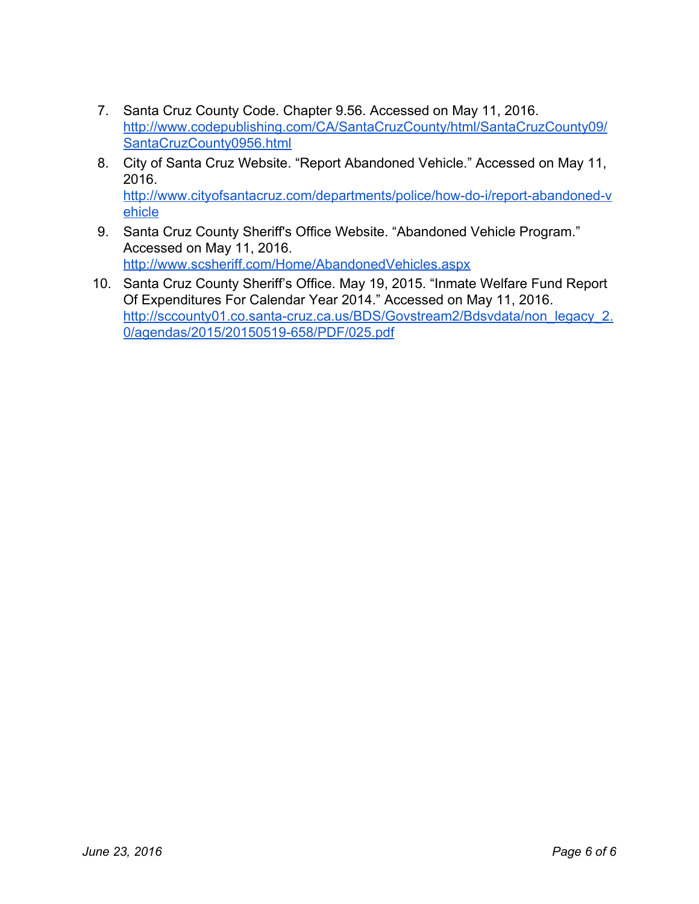7. Santa Cruz County Code. Chapter 9.56. Accessed on May 11, 2016. http://www.codepublishing.com/CA/SantaCruzCounty/html/SantaCruzCounty09/SantaCruzCounty0956.html
8. City of Santa Cruz Website. “Report Abandoned Vehicle.” Accessed on May 11, 2016. http://www.cityofsantacruz.com/departments/police/how-do-i/report-abandoned-vehicle
9. Santa Cruz County Sheriff's Office Website. “Abandoned Vehicle Program.” Accessed on May 11, 2016. http://www.scsheriff.com/Home/AbandonedVehicles.aspx
10. Santa Cruz County Sheriff’s Office. May 19, 2015. “Inmate Welfare Fund Report Of Expenditures For Calendar Year 2014.” Accessed on May 11, 2016. http://sccounty01.co.santa-cruz.ca.us/BDS/Govstream2/Bdsvdata/non_legacy_2.0/agendas/2015/20150519-658/PDF/025.pdf